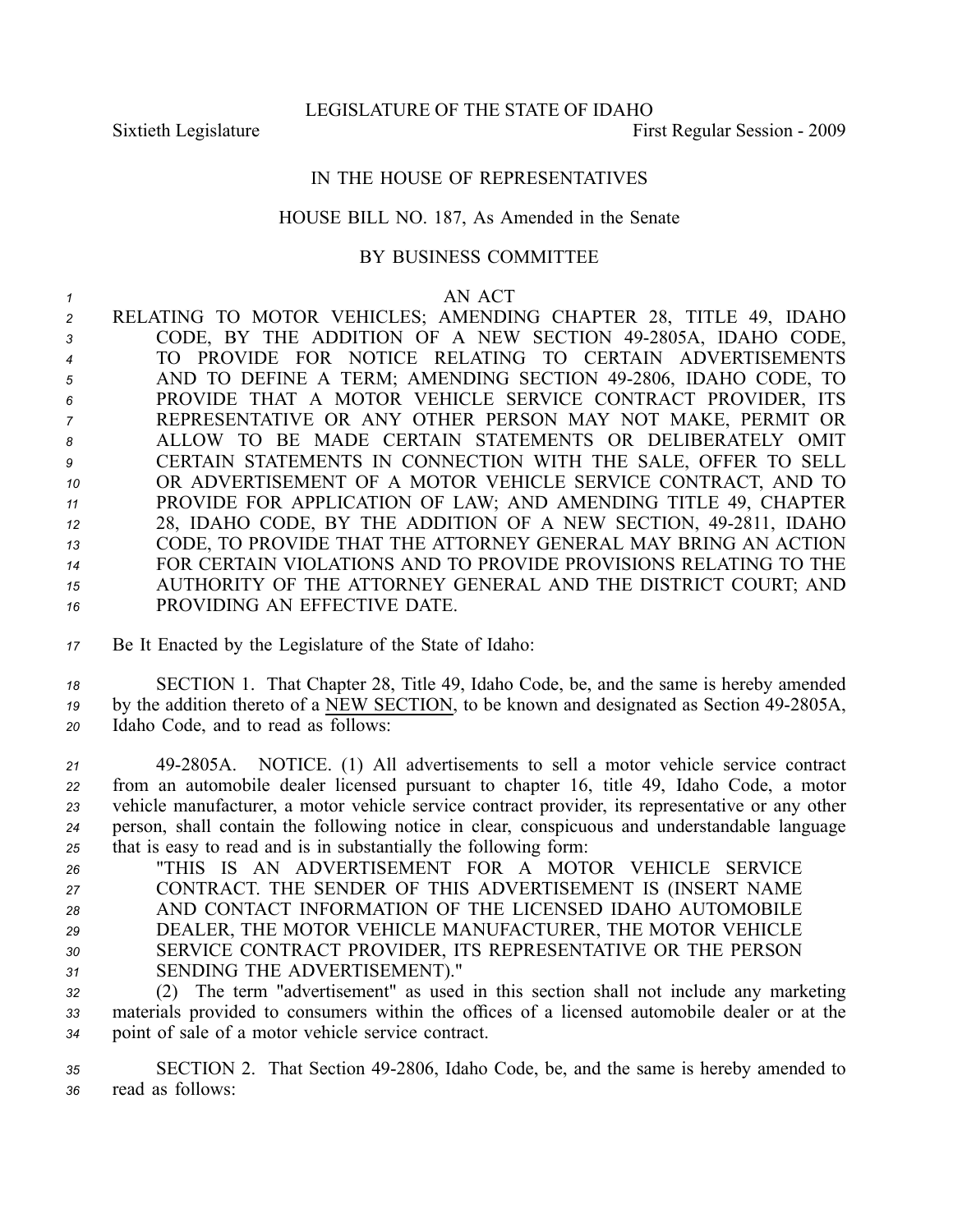LEGISLATURE OF THE STATE OF IDAHO

Sixtieth Legislature First Regular Session - 2009

IN THE HOUSE OF REPRESENTATIVES

HOUSE BILL NO. 187, As Amended in the Senate

BY BUSINESS COMMITTEE

AN ACT

RELATING TO MOTOR VEHICLES; AMENDING CHAPTER 28, TITLE 49, IDAHO CODE, BY THE ADDITION OF A NEW SECTION 49-2805A, IDAHO CODE, TO PROVIDE FOR NOTICE RELATING TO CERTAIN ADVERTISEMENTS AND TO DEFINE A TERM; AMENDING SECTION 49-2806, IDAHO CODE, TO PROVIDE THAT A MOTOR VEHICLE SERVICE CONTRACT PROVIDER, ITS REPRESENTATIVE OR ANY OTHER PERSON MAY NOT MAKE, PERMIT OR ALLOW TO BE MADE CERTAIN STATEMENTS OR DELIBERATELY OMIT CERTAIN STATEMENTS IN CONNECTION WITH THE SALE, OFFER TO SELL OR ADVERTISEMENT OF A MOTOR VEHICLE SERVICE CONTRACT, AND TO PROVIDE FOR APPLICATION OF LAW; AND AMENDING TITLE 49, CHAPTER 28, IDAHO CODE, BY THE ADDITION OF A NEW SECTION, 49-2811, IDAHO CODE, TO PROVIDE THAT THE ATTORNEY GENERAL MAY BRING AN ACTION FOR CERTAIN VIOLATIONS AND TO PROVIDE PROVISIONS RELATING TO THE AUTHORITY OF THE ATTORNEY GENERAL AND THE DISTRICT COURT; AND PROVIDING AN EFFECTIVE DATE.

Be It Enacted by the Legislature of the State of Idaho:

SECTION 1. That Chapter 28, Title 49, Idaho Code, be, and the same is hereby amended by the addition thereto of a NEW SECTION, to be known and designated as Section 49-2805A, Idaho Code, and to read as follows:

49-2805A. NOTICE. (1) All advertisements to sell a motor vehicle service contract from an automobile dealer licensed pursuant to chapter 16, title 49, Idaho Code, a motor vehicle manufacturer, a motor vehicle service contract provider, its representative or any other person, shall contain the following notice in clear, conspicuous and understandable language that is easy to read and is in substantially the following form:

"THIS IS AN ADVERTISEMENT FOR A MOTOR VEHICLE SERVICE CONTRACT. THE SENDER OF THIS ADVERTISEMENT IS (INSERT NAME AND CONTACT INFORMATION OF THE LICENSED IDAHO AUTOMOBILE DEALER, THE MOTOR VEHICLE MANUFACTURER, THE MOTOR VEHICLE SERVICE CONTRACT PROVIDER, ITS REPRESENTATIVE OR THE PERSON SENDING THE ADVERTISEMENT)."

(2) The term "advertisement" as used in this section shall not include any marketing materials provided to consumers within the offices of a licensed automobile dealer or at the point of sale of a motor vehicle service contract.

SECTION 2. That Section 49-2806, Idaho Code, be, and the same is hereby amended to read as follows: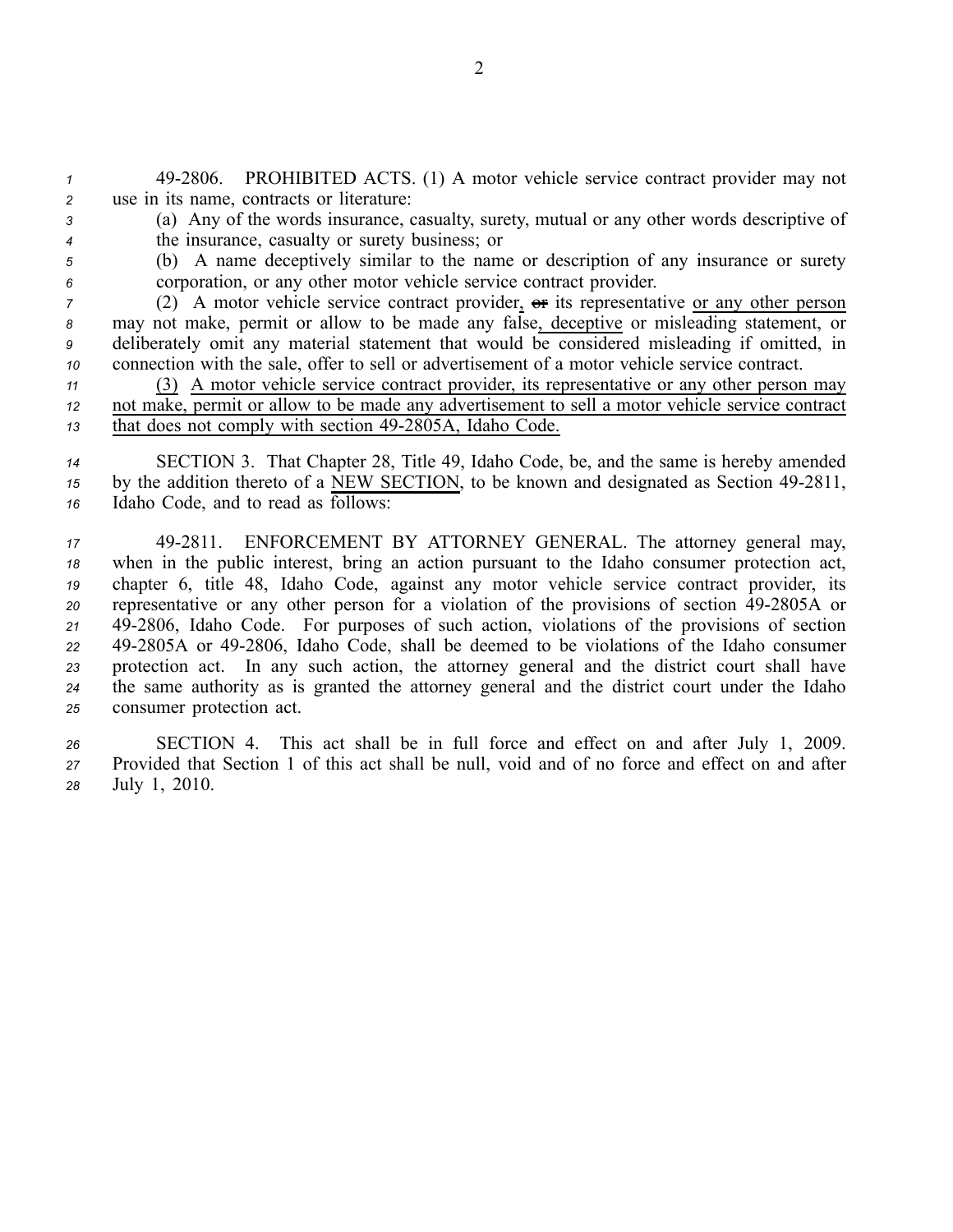49-2806. PROHIBITED ACTS. (1) A motor vehicle service contract provider may not use in its name, contracts or literature:

(a) Any of the words insurance, casualty, surety, mutual or any other words descriptive of the insurance, casualty or surety business; or

(b) A name deceptively similar to the name or description of any insurance or surety corporation, or any other motor vehicle service contract provider.

(2) A motor vehicle service contract provider, ~~or~~ its representative or any other person may not make, permit or allow to be made any false, deceptive or misleading statement, or deliberately omit any material statement that would be considered misleading if omitted, in connection with the sale, offer to sell or advertisement of a motor vehicle service contract.

(3) A motor vehicle service contract provider, its representative or any other person may not make, permit or allow to be made any advertisement to sell a motor vehicle service contract that does not comply with section 49-2805A, Idaho Code.

SECTION 3. That Chapter 28, Title 49, Idaho Code, be, and the same is hereby amended by the addition thereto of a NEW SECTION, to be known and designated as Section 49-2811, Idaho Code, and to read as follows:

49-2811. ENFORCEMENT BY ATTORNEY GENERAL. The attorney general may, when in the public interest, bring an action pursuant to the Idaho consumer protection act, chapter 6, title 48, Idaho Code, against any motor vehicle service contract provider, its representative or any other person for a violation of the provisions of section 49-2805A or 49-2806, Idaho Code. For purposes of such action, violations of the provisions of section 49-2805A or 49-2806, Idaho Code, shall be deemed to be violations of the Idaho consumer protection act. In any such action, the attorney general and the district court shall have the same authority as is granted the attorney general and the district court under the Idaho consumer protection act.

SECTION 4. This act shall be in full force and effect on and after July 1, 2009. Provided that Section 1 of this act shall be null, void and of no force and effect on and after July 1, 2010.